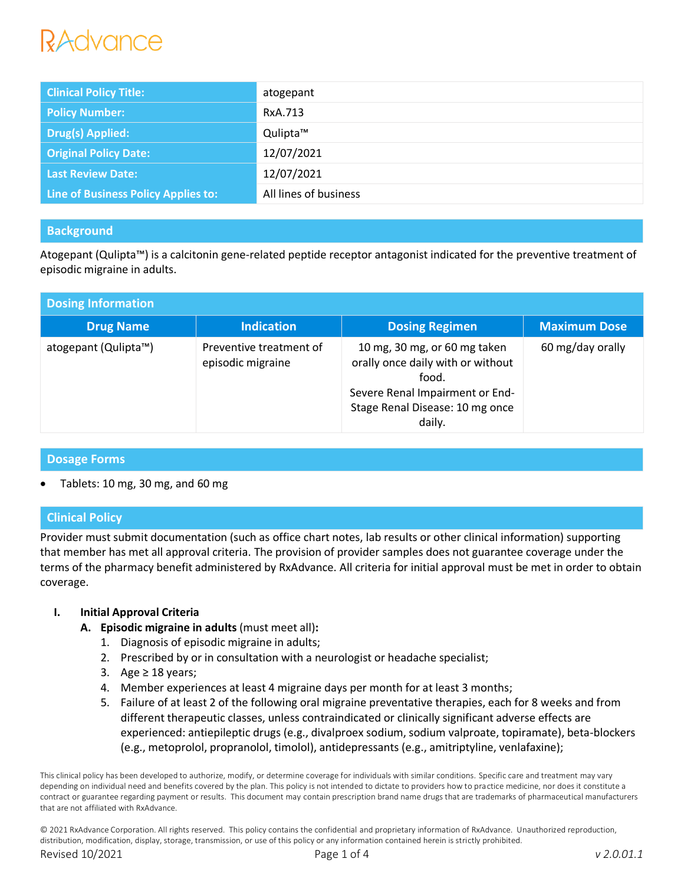RxAdvance

| Clinical Policy Title: | atogepant |
| --- | --- |
| Policy Number: | RxA.713 |
| Drug(s) Applied: | Qulipta™ |
| Original Policy Date: | 12/07/2021 |
| Last Review Date: | 12/07/2021 |
| Line of Business Policy Applies to: | All lines of business |

## Background

Atogepant (Qulipta™) is a calcitonin gene-related peptide receptor antagonist indicated for the preventive treatment of episodic migraine in adults.

## Dosing Information

| Drug Name | Indication | Dosing Regimen | Maximum Dose |
| --- | --- | --- | --- |
| atogepant (Qulipta™) | Preventive treatment of episodic migraine | 10 mg, 30 mg, or 60 mg taken orally once daily with or without food.<br>Severe Renal Impairment or End-Stage Renal Disease: 10 mg once daily. | 60 mg/day orally |

## Dosage Forms

- Tablets: 10 mg, 30 mg, and 60 mg

## Clinical Policy

Provider must submit documentation (such as office chart notes, lab results or other clinical information) supporting that member has met all approval criteria. The provision of provider samples does not guarantee coverage under the terms of the pharmacy benefit administered by RxAdvance. All criteria for initial approval must be met in order to obtain coverage.

**I. Initial Approval Criteria**

**A. Episodic migraine in adults** (must meet all)**:**

1. Diagnosis of episodic migraine in adults;
2. Prescribed by or in consultation with a neurologist or headache specialist;
3. Age ≥ 18 years;
4. Member experiences at least 4 migraine days per month for at least 3 months;
5. Failure of at least 2 of the following oral migraine preventative therapies, each for 8 weeks and from different therapeutic classes, unless contraindicated or clinically significant adverse effects are experienced: antiepileptic drugs (e.g., divalproex sodium, sodium valproate, topiramate), beta-blockers (e.g., metoprolol, propranolol, timolol), antidepressants (e.g., amitriptyline, venlafaxine);

This clinical policy has been developed to authorize, modify, or determine coverage for individuals with similar conditions. Specific care and treatment may vary depending on individual need and benefits covered by the plan. This policy is not intended to dictate to providers how to practice medicine, nor does it constitute a contract or guarantee regarding payment or results. This document may contain prescription brand name drugs that are trademarks of pharmaceutical manufacturers that are not affiliated with RxAdvance.

© 2021 RxAdvance Corporation. All rights reserved. This policy contains the confidential and proprietary information of RxAdvance. Unauthorized reproduction, distribution, modification, display, storage, transmission, or use of this policy or any information contained herein is strictly prohibited.

Revised 10/2021 v 2.0.01.1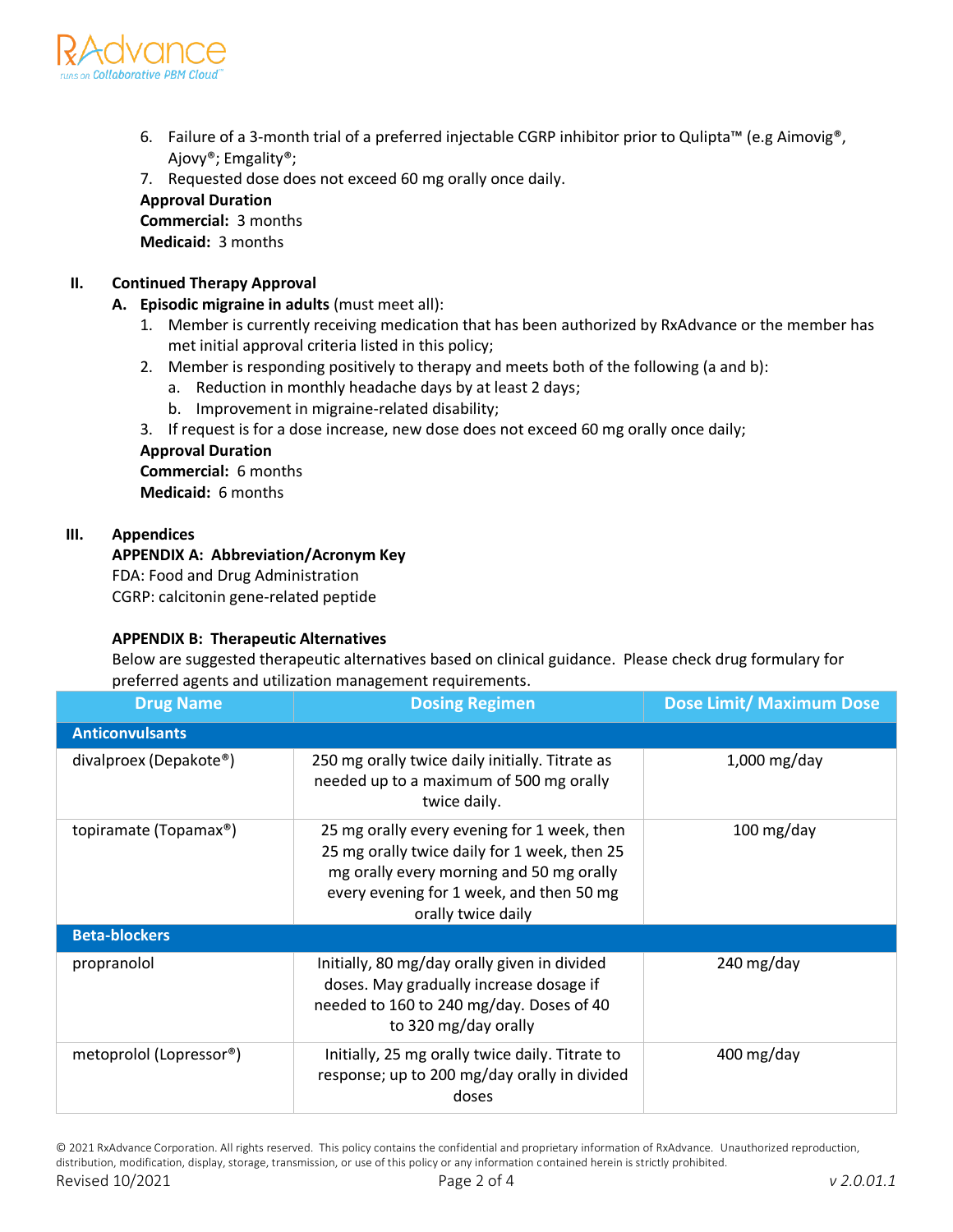6. Failure of a 3-month trial of a preferred injectable CGRP inhibitor prior to Qulipta™ (e.g Aimovig®, Ajovy®; Emgality®;
7. Requested dose does not exceed 60 mg orally once daily.

**Approval Duration**
**Commercial:** 3 months
**Medicaid:** 3 months

## II. Continued Therapy Approval

**A. Episodic migraine in adults** (must meet all):

1. Member is currently receiving medication that has been authorized by RxAdvance or the member has met initial approval criteria listed in this policy;
2. Member is responding positively to therapy and meets both of the following (a and b):
   a. Reduction in monthly headache days by at least 2 days;
   b. Improvement in migraine-related disability;
3. If request is for a dose increase, new dose does not exceed 60 mg orally once daily;

**Approval Duration**
**Commercial:** 6 months
**Medicaid:** 6 months

## III. Appendices

**APPENDIX A: Abbreviation/Acronym Key**
FDA: Food and Drug Administration
CGRP: calcitonin gene-related peptide

**APPENDIX B: Therapeutic Alternatives**
Below are suggested therapeutic alternatives based on clinical guidance. Please check drug formulary for preferred agents and utilization management requirements.

| Drug Name | Dosing Regimen | Dose Limit/ Maximum Dose |
|---|---|---|
| **Anticonvulsants** | | |
| divalproex (Depakote®) | 250 mg orally twice daily initially. Titrate as needed up to a maximum of 500 mg orally twice daily. | 1,000 mg/day |
| topiramate (Topamax®) | 25 mg orally every evening for 1 week, then 25 mg orally twice daily for 1 week, then 25 mg orally every morning and 50 mg orally every evening for 1 week, and then 50 mg orally twice daily | 100 mg/day |
| **Beta-blockers** | | |
| propranolol | Initially, 80 mg/day orally given in divided doses. May gradually increase dosage if needed to 160 to 240 mg/day. Doses of 40 to 320 mg/day orally | 240 mg/day |
| metoprolol (Lopressor®) | Initially, 25 mg orally twice daily. Titrate to response; up to 200 mg/day orally in divided doses | 400 mg/day |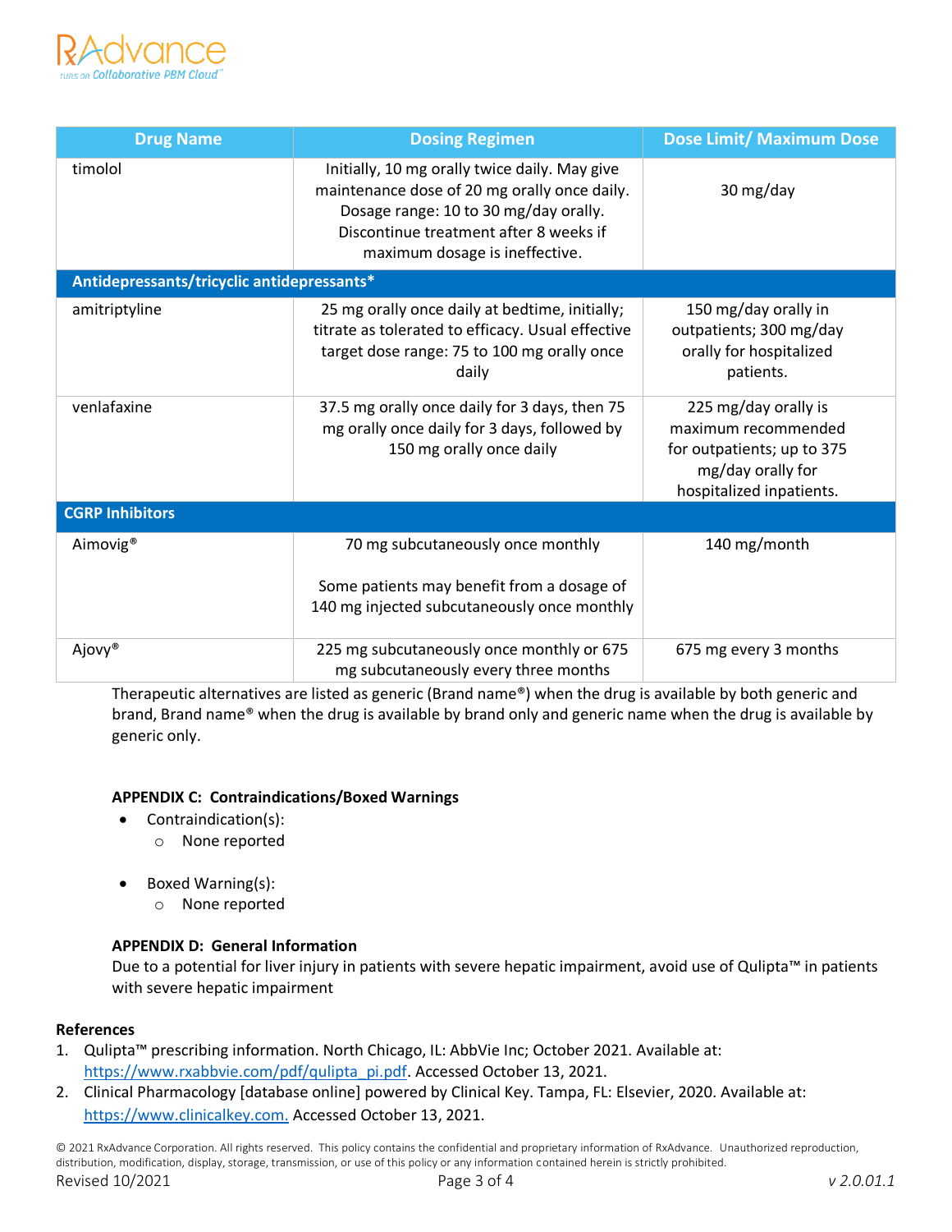| Drug Name | Dosing Regimen | Dose Limit/ Maximum Dose |
|---|---|---|
| timolol | Initially, 10 mg orally twice daily. May give maintenance dose of 20 mg orally once daily. Dosage range: 10 to 30 mg/day orally. Discontinue treatment after 8 weeks if maximum dosage is ineffective. | 30 mg/day |
| **Antidepressants/tricyclic antidepressants*** | | |
| amitriptyline | 25 mg orally once daily at bedtime, initially; titrate as tolerated to efficacy. Usual effective target dose range: 75 to 100 mg orally once daily | 150 mg/day orally in outpatients; 300 mg/day orally for hospitalized patients. |
| venlafaxine | 37.5 mg orally once daily for 3 days, then 75 mg orally once daily for 3 days, followed by 150 mg orally once daily | 225 mg/day orally is maximum recommended for outpatients; up to 375 mg/day orally for hospitalized inpatients. |
| **CGRP Inhibitors** | | |
| Aimovig® | 70 mg subcutaneously once monthly<br><br>Some patients may benefit from a dosage of 140 mg injected subcutaneously once monthly | 140 mg/month |
| Ajovy® | 225 mg subcutaneously once monthly or 675 mg subcutaneously every three months | 675 mg every 3 months |

Therapeutic alternatives are listed as generic (Brand name®) when the drug is available by both generic and brand, Brand name® when the drug is available by brand only and generic name when the drug is available by generic only.

**APPENDIX C: Contraindications/Boxed Warnings**

- Contraindication(s):
  - None reported
- Boxed Warning(s):
  - None reported

**APPENDIX D: General Information**

Due to a potential for liver injury in patients with severe hepatic impairment, avoid use of Qulipta™ in patients with severe hepatic impairment

**References**

1. Qulipta™ prescribing information. North Chicago, IL: AbbVie Inc; October 2021. Available at: https://www.rxabbvie.com/pdf/qulipta_pi.pdf. Accessed October 13, 2021.
2. Clinical Pharmacology [database online] powered by Clinical Key. Tampa, FL: Elsevier, 2020. Available at: https://www.clinicalkey.com. Accessed October 13, 2021.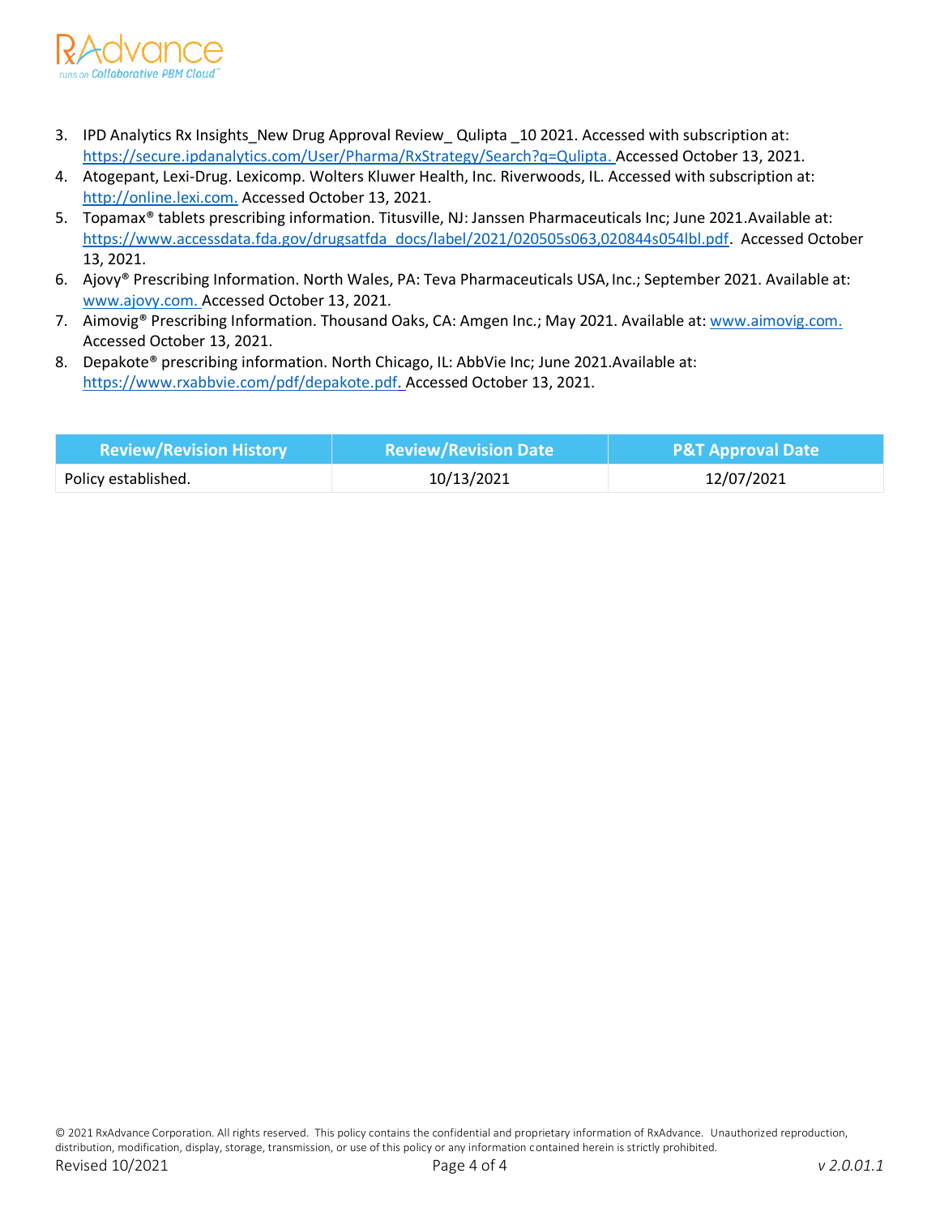3. IPD Analytics Rx Insights_New Drug Approval Review_ Qulipta _10 2021. Accessed with subscription at: https://secure.ipdanalytics.com/User/Pharma/RxStrategy/Search?q=Qulipta. Accessed October 13, 2021.
4. Atogepant, Lexi-Drug. Lexicomp. Wolters Kluwer Health, Inc. Riverwoods, IL. Accessed with subscription at: http://online.lexi.com. Accessed October 13, 2021.
5. Topamax® tablets prescribing information. Titusville, NJ: Janssen Pharmaceuticals Inc; June 2021.Available at: https://www.accessdata.fda.gov/drugsatfda_docs/label/2021/020505s063,020844s054lbl.pdf. Accessed October 13, 2021.
6. Ajovy® Prescribing Information. North Wales, PA: Teva Pharmaceuticals USA, Inc.; September 2021. Available at: www.ajovy.com. Accessed October 13, 2021.
7. Aimovig® Prescribing Information. Thousand Oaks, CA: Amgen Inc.; May 2021. Available at: www.aimovig.com. Accessed October 13, 2021.
8. Depakote® prescribing information. North Chicago, IL: AbbVie Inc; June 2021.Available at: https://www.rxabbvie.com/pdf/depakote.pdf. Accessed October 13, 2021.

| Review/Revision History | Review/Revision Date | P&T Approval Date |
|---|---|---|
| Policy established. | 10/13/2021 | 12/07/2021 |

© 2021 RxAdvance Corporation. All rights reserved. This policy contains the confidential and proprietary information of RxAdvance. Unauthorized reproduction, distribution, modification, display, storage, transmission, or use of this policy or any information contained herein is strictly prohibited.